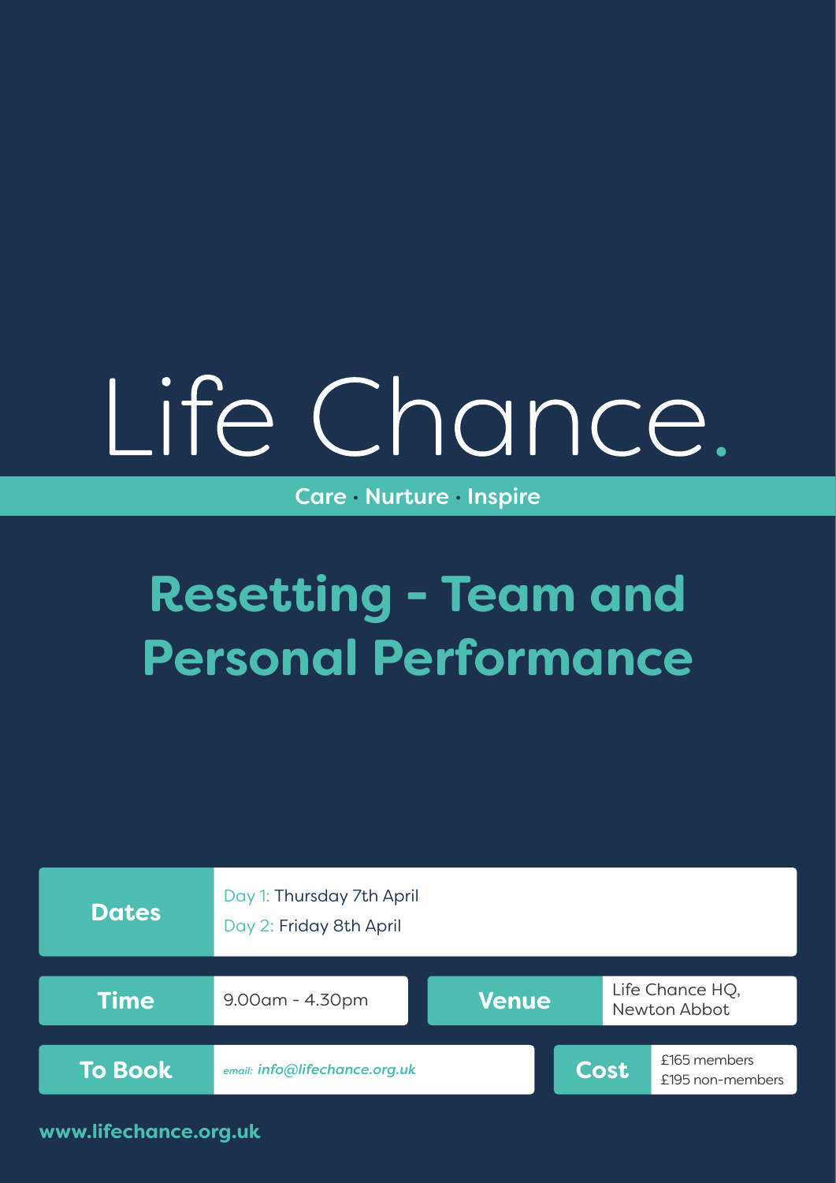# Life Chance.

**Care · Nurture · Inspire**

## Resetting - Team and Personal Performance

| | |
|---|---|
| **Dates** | Day 1: Thursday 7th April<br>Day 2: Friday 8th April |
| **Time** | 9.00am - 4.30pm |
| **Venue** | Life Chance HQ, Newton Abbot |
| **To Book** | email: ***info@lifechance.org.uk*** |
| **Cost** | £165 members<br>£195 non-members |

**www.lifechance.org.uk**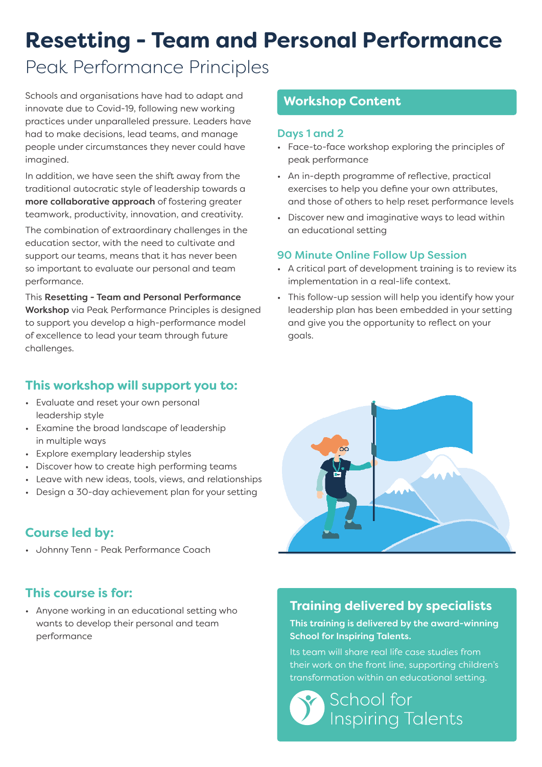# Resetting - Team and Personal Performance

## Peak Performance Principles

Schools and organisations have had to adapt and innovate due to Covid-19, following new working practices under unparalleled pressure. Leaders have had to make decisions, lead teams, and manage people under circumstances they never could have imagined.

In addition, we have seen the shift away from the traditional autocratic style of leadership towards a **more collaborative approach** of fostering greater teamwork, productivity, innovation, and creativity.

The combination of extraordinary challenges in the education sector, with the need to cultivate and support our teams, means that it has never been so important to evaluate our personal and team performance.

This **Resetting - Team and Personal Performance Workshop** via Peak Performance Principles is designed to support you develop a high-performance model of excellence to lead your team through future challenges.

## Workshop Content

### Days 1 and 2

- Face-to-face workshop exploring the principles of peak performance
- An in-depth programme of reflective, practical exercises to help you define your own attributes, and those of others to help reset performance levels
- Discover new and imaginative ways to lead within an educational setting

### 90 Minute Online Follow Up Session

- A critical part of development training is to review its implementation in a real-life context.
- This follow-up session will help you identify how your leadership plan has been embedded in your setting and give you the opportunity to reflect on your goals.

## This workshop will support you to:

- Evaluate and reset your own personal leadership style
- Examine the broad landscape of leadership in multiple ways
- Explore exemplary leadership styles
- Discover how to create high performing teams
- Leave with new ideas, tools, views, and relationships
- Design a 30-day achievement plan for your setting

## Course led by:

- Johnny Tenn - Peak Performance Coach

## This course is for:

- Anyone working in an educational setting who wants to develop their personal and team performance

## Training delivered by specialists

**This training is delivered by the award-winning School for Inspiring Talents.**

Its team will share real life case studies from their work on the front line, supporting children's transformation within an educational setting.

School for Inspiring Talents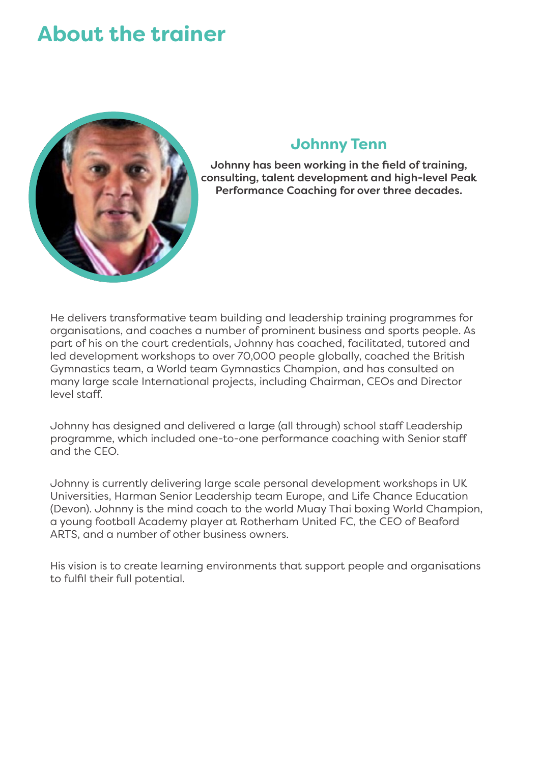# About the trainer

## Johnny Tenn

**Johnny has been working in the field of training, consulting, talent development and high-level Peak Performance Coaching for over three decades.**

He delivers transformative team building and leadership training programmes for organisations, and coaches a number of prominent business and sports people. As part of his on the court credentials, Johnny has coached, facilitated, tutored and led development workshops to over 70,000 people globally, coached the British Gymnastics team, a World team Gymnastics Champion, and has consulted on many large scale International projects, including Chairman, CEOs and Director level staff.

Johnny has designed and delivered a large (all through) school staff Leadership programme, which included one-to-one performance coaching with Senior staff and the CEO.

Johnny is currently delivering large scale personal development workshops in UK Universities, Harman Senior Leadership team Europe, and Life Chance Education (Devon). Johnny is the mind coach to the world Muay Thai boxing World Champion, a young football Academy player at Rotherham United FC, the CEO of Beaford ARTS, and a number of other business owners.

His vision is to create learning environments that support people and organisations to fulfil their full potential.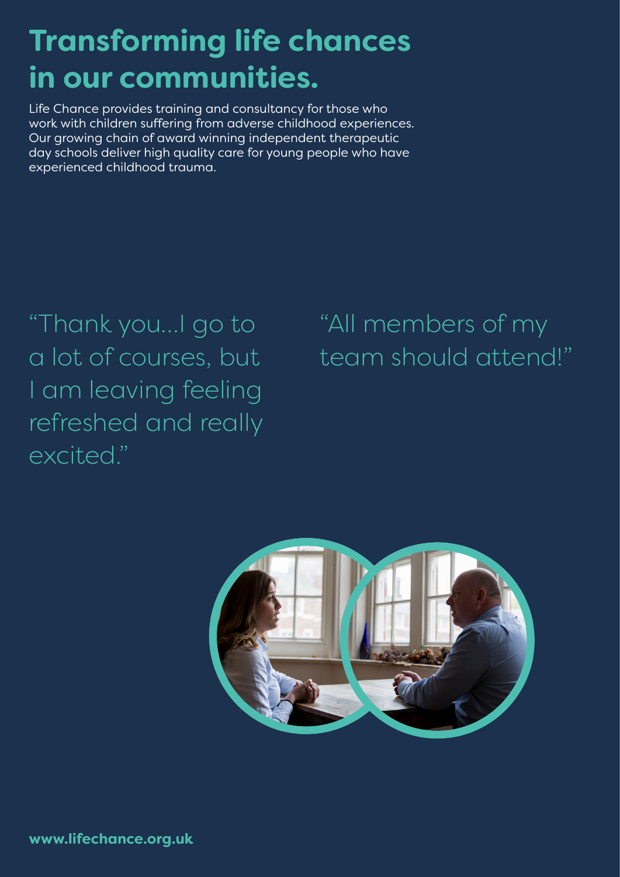# Transforming life chances in our communities.

Life Chance provides training and consultancy for those who work with children suffering from adverse childhood experiences. Our growing chain of award winning independent therapeutic day schools deliver high quality care for young people who have experienced childhood trauma.

"Thank you...I go to a lot of courses, but I am leaving feeling refreshed and really excited."

"All members of my team should attend!"

**www.lifechance.org.uk**